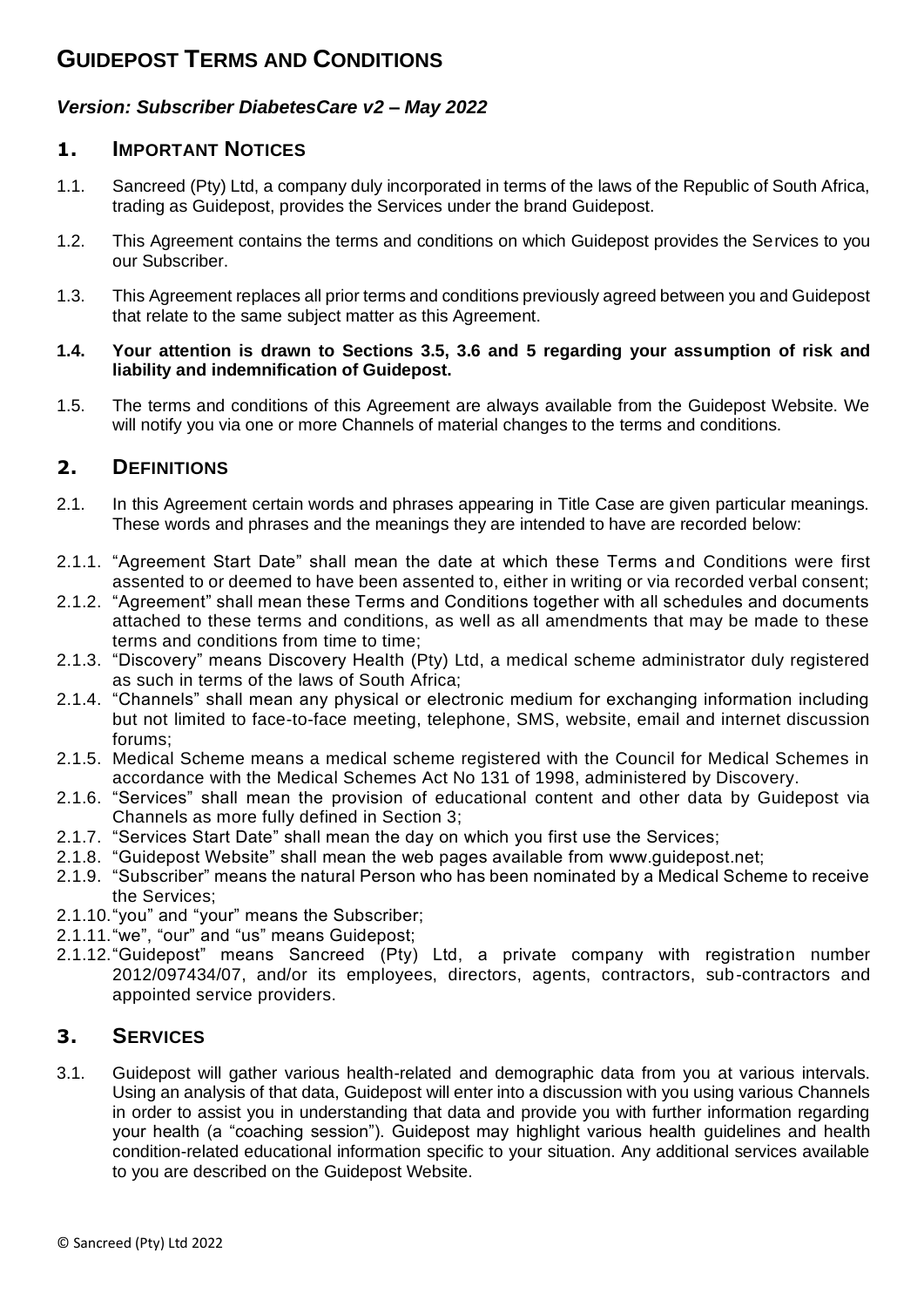# GUIDEPOST TERMS AND CONDITIONS

***Version: Subscriber DiabetesCare v2 – May 2022***

## 1. IMPORTANT NOTICES

1.1. Sancreed (Pty) Ltd, a company duly incorporated in terms of the laws of the Republic of South Africa, trading as Guidepost, provides the Services under the brand Guidepost.

1.2. This Agreement contains the terms and conditions on which Guidepost provides the Services to you our Subscriber.

1.3. This Agreement replaces all prior terms and conditions previously agreed between you and Guidepost that relate to the same subject matter as this Agreement.

**1.4. Your attention is drawn to Sections 3.5, 3.6 and 5 regarding your assumption of risk and liability and indemnification of Guidepost.**

1.5. The terms and conditions of this Agreement are always available from the Guidepost Website. We will notify you via one or more Channels of material changes to the terms and conditions.

## 2. DEFINITIONS

2.1. In this Agreement certain words and phrases appearing in Title Case are given particular meanings. These words and phrases and the meanings they are intended to have are recorded below:

2.1.1. "Agreement Start Date" shall mean the date at which these Terms and Conditions were first assented to or deemed to have been assented to, either in writing or via recorded verbal consent;

2.1.2. "Agreement" shall mean these Terms and Conditions together with all schedules and documents attached to these terms and conditions, as well as all amendments that may be made to these terms and conditions from time to time;

2.1.3. "Discovery" means Discovery Health (Pty) Ltd, a medical scheme administrator duly registered as such in terms of the laws of South Africa;

2.1.4. "Channels" shall mean any physical or electronic medium for exchanging information including but not limited to face-to-face meeting, telephone, SMS, website, email and internet discussion forums;

2.1.5. Medical Scheme means a medical scheme registered with the Council for Medical Schemes in accordance with the Medical Schemes Act No 131 of 1998, administered by Discovery.

2.1.6. "Services" shall mean the provision of educational content and other data by Guidepost via Channels as more fully defined in Section 3;

2.1.7. "Services Start Date" shall mean the day on which you first use the Services;

2.1.8. "Guidepost Website" shall mean the web pages available from www.guidepost.net;

2.1.9. "Subscriber" means the natural Person who has been nominated by a Medical Scheme to receive the Services;

2.1.10. "you" and "your" means the Subscriber;

2.1.11. "we", "our" and "us" means Guidepost;

2.1.12. "Guidepost" means Sancreed (Pty) Ltd, a private company with registration number 2012/097434/07, and/or its employees, directors, agents, contractors, sub-contractors and appointed service providers.

## 3. SERVICES

3.1. Guidepost will gather various health-related and demographic data from you at various intervals. Using an analysis of that data, Guidepost will enter into a discussion with you using various Channels in order to assist you in understanding that data and provide you with further information regarding your health (a "coaching session"). Guidepost may highlight various health guidelines and health condition-related educational information specific to your situation. Any additional services available to you are described on the Guidepost Website.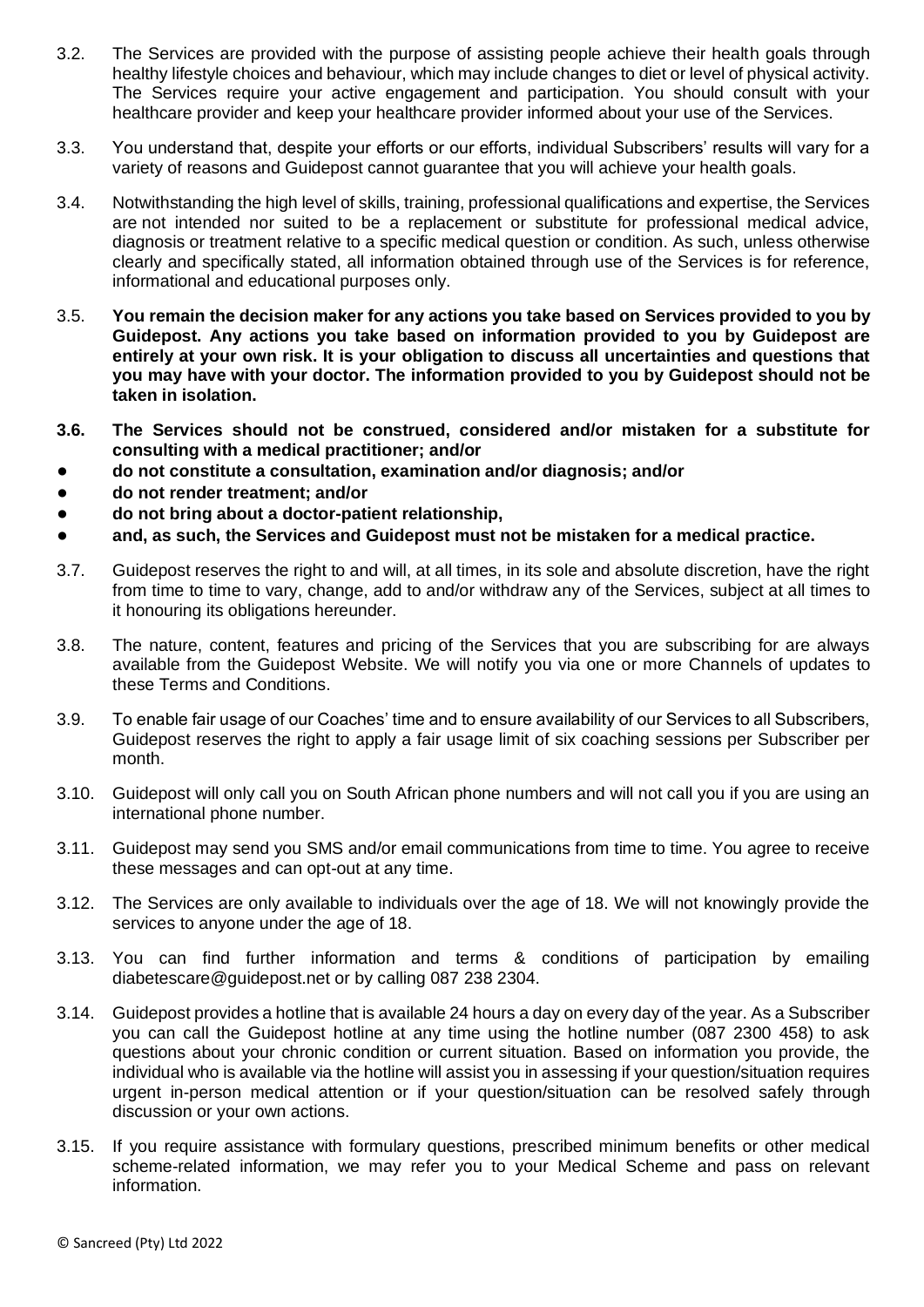3.2. The Services are provided with the purpose of assisting people achieve their health goals through healthy lifestyle choices and behaviour, which may include changes to diet or level of physical activity. The Services require your active engagement and participation. You should consult with your healthcare provider and keep your healthcare provider informed about your use of the Services.

3.3. You understand that, despite your efforts or our efforts, individual Subscribers' results will vary for a variety of reasons and Guidepost cannot guarantee that you will achieve your health goals.

3.4. Notwithstanding the high level of skills, training, professional qualifications and expertise, the Services are not intended nor suited to be a replacement or substitute for professional medical advice, diagnosis or treatment relative to a specific medical question or condition. As such, unless otherwise clearly and specifically stated, all information obtained through use of the Services is for reference, informational and educational purposes only.

3.5. **You remain the decision maker for any actions you take based on Services provided to you by Guidepost. Any actions you take based on information provided to you by Guidepost are entirely at your own risk. It is your obligation to discuss all uncertainties and questions that you may have with your doctor. The information provided to you by Guidepost should not be taken in isolation.**

**3.6. The Services should not be construed, considered and/or mistaken for a substitute for consulting with a medical practitioner; and/or**

- **do not constitute a consultation, examination and/or diagnosis; and/or**
- **do not render treatment; and/or**
- **do not bring about a doctor-patient relationship,**
- **and, as such, the Services and Guidepost must not be mistaken for a medical practice.**

3.7. Guidepost reserves the right to and will, at all times, in its sole and absolute discretion, have the right from time to time to vary, change, add to and/or withdraw any of the Services, subject at all times to it honouring its obligations hereunder.

3.8. The nature, content, features and pricing of the Services that you are subscribing for are always available from the Guidepost Website. We will notify you via one or more Channels of updates to these Terms and Conditions.

3.9. To enable fair usage of our Coaches' time and to ensure availability of our Services to all Subscribers, Guidepost reserves the right to apply a fair usage limit of six coaching sessions per Subscriber per month.

3.10. Guidepost will only call you on South African phone numbers and will not call you if you are using an international phone number.

3.11. Guidepost may send you SMS and/or email communications from time to time. You agree to receive these messages and can opt-out at any time.

3.12. The Services are only available to individuals over the age of 18. We will not knowingly provide the services to anyone under the age of 18.

3.13. You can find further information and terms & conditions of participation by emailing diabetescare@guidepost.net or by calling 087 238 2304.

3.14. Guidepost provides a hotline that is available 24 hours a day on every day of the year. As a Subscriber you can call the Guidepost hotline at any time using the hotline number (087 2300 458) to ask questions about your chronic condition or current situation. Based on information you provide, the individual who is available via the hotline will assist you in assessing if your question/situation requires urgent in-person medical attention or if your question/situation can be resolved safely through discussion or your own actions.

3.15. If you require assistance with formulary questions, prescribed minimum benefits or other medical scheme-related information, we may refer you to your Medical Scheme and pass on relevant information.

© Sancreed (Pty) Ltd 2022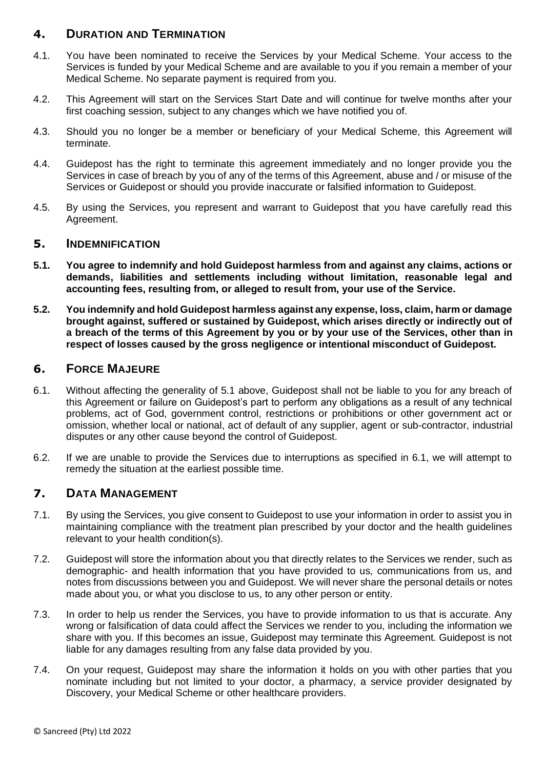## 4. DURATION AND TERMINATION

4.1. You have been nominated to receive the Services by your Medical Scheme. Your access to the Services is funded by your Medical Scheme and are available to you if you remain a member of your Medical Scheme. No separate payment is required from you.

4.2. This Agreement will start on the Services Start Date and will continue for twelve months after your first coaching session, subject to any changes which we have notified you of.

4.3. Should you no longer be a member or beneficiary of your Medical Scheme, this Agreement will terminate.

4.4. Guidepost has the right to terminate this agreement immediately and no longer provide you the Services in case of breach by you of any of the terms of this Agreement, abuse and / or misuse of the Services or Guidepost or should you provide inaccurate or falsified information to Guidepost.

4.5. By using the Services, you represent and warrant to Guidepost that you have carefully read this Agreement.

## 5. INDEMNIFICATION

**5.1. You agree to indemnify and hold Guidepost harmless from and against any claims, actions or demands, liabilities and settlements including without limitation, reasonable legal and accounting fees, resulting from, or alleged to result from, your use of the Service.**

**5.2. You indemnify and hold Guidepost harmless against any expense, loss, claim, harm or damage brought against, suffered or sustained by Guidepost, which arises directly or indirectly out of a breach of the terms of this Agreement by you or by your use of the Services, other than in respect of losses caused by the gross negligence or intentional misconduct of Guidepost.**

## 6. FORCE MAJEURE

6.1. Without affecting the generality of 5.1 above, Guidepost shall not be liable to you for any breach of this Agreement or failure on Guidepost's part to perform any obligations as a result of any technical problems, act of God, government control, restrictions or prohibitions or other government act or omission, whether local or national, act of default of any supplier, agent or sub-contractor, industrial disputes or any other cause beyond the control of Guidepost.

6.2. If we are unable to provide the Services due to interruptions as specified in 6.1, we will attempt to remedy the situation at the earliest possible time.

## 7. DATA MANAGEMENT

7.1. By using the Services, you give consent to Guidepost to use your information in order to assist you in maintaining compliance with the treatment plan prescribed by your doctor and the health guidelines relevant to your health condition(s).

7.2. Guidepost will store the information about you that directly relates to the Services we render, such as demographic- and health information that you have provided to us, communications from us, and notes from discussions between you and Guidepost. We will never share the personal details or notes made about you, or what you disclose to us, to any other person or entity.

7.3. In order to help us render the Services, you have to provide information to us that is accurate. Any wrong or falsification of data could affect the Services we render to you, including the information we share with you. If this becomes an issue, Guidepost may terminate this Agreement. Guidepost is not liable for any damages resulting from any false data provided by you.

7.4. On your request, Guidepost may share the information it holds on you with other parties that you nominate including but not limited to your doctor, a pharmacy, a service provider designated by Discovery, your Medical Scheme or other healthcare providers.

© Sancreed (Pty) Ltd 2022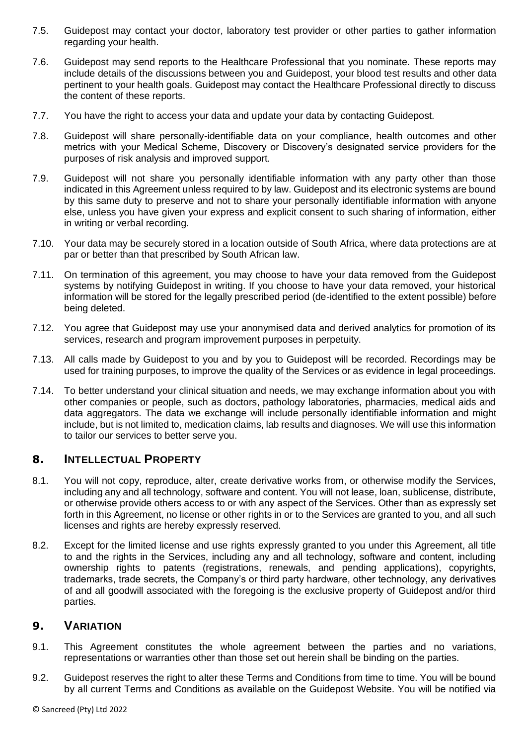7.5. Guidepost may contact your doctor, laboratory test provider or other parties to gather information regarding your health.

7.6. Guidepost may send reports to the Healthcare Professional that you nominate. These reports may include details of the discussions between you and Guidepost, your blood test results and other data pertinent to your health goals. Guidepost may contact the Healthcare Professional directly to discuss the content of these reports.

7.7. You have the right to access your data and update your data by contacting Guidepost.

7.8. Guidepost will share personally-identifiable data on your compliance, health outcomes and other metrics with your Medical Scheme, Discovery or Discovery's designated service providers for the purposes of risk analysis and improved support.

7.9. Guidepost will not share you personally identifiable information with any party other than those indicated in this Agreement unless required to by law. Guidepost and its electronic systems are bound by this same duty to preserve and not to share your personally identifiable information with anyone else, unless you have given your express and explicit consent to such sharing of information, either in writing or verbal recording.

7.10. Your data may be securely stored in a location outside of South Africa, where data protections are at par or better than that prescribed by South African law.

7.11. On termination of this agreement, you may choose to have your data removed from the Guidepost systems by notifying Guidepost in writing. If you choose to have your data removed, your historical information will be stored for the legally prescribed period (de-identified to the extent possible) before being deleted.

7.12. You agree that Guidepost may use your anonymised data and derived analytics for promotion of its services, research and program improvement purposes in perpetuity.

7.13. All calls made by Guidepost to you and by you to Guidepost will be recorded. Recordings may be used for training purposes, to improve the quality of the Services or as evidence in legal proceedings.

7.14. To better understand your clinical situation and needs, we may exchange information about you with other companies or people, such as doctors, pathology laboratories, pharmacies, medical aids and data aggregators. The data we exchange will include personally identifiable information and might include, but is not limited to, medication claims, lab results and diagnoses. We will use this information to tailor our services to better serve you.

## 8. INTELLECTUAL PROPERTY

8.1. You will not copy, reproduce, alter, create derivative works from, or otherwise modify the Services, including any and all technology, software and content. You will not lease, loan, sublicense, distribute, or otherwise provide others access to or with any aspect of the Services. Other than as expressly set forth in this Agreement, no license or other rights in or to the Services are granted to you, and all such licenses and rights are hereby expressly reserved.

8.2. Except for the limited license and use rights expressly granted to you under this Agreement, all title to and the rights in the Services, including any and all technology, software and content, including ownership rights to patents (registrations, renewals, and pending applications), copyrights, trademarks, trade secrets, the Company's or third party hardware, other technology, any derivatives of and all goodwill associated with the foregoing is the exclusive property of Guidepost and/or third parties.

## 9. VARIATION

9.1. This Agreement constitutes the whole agreement between the parties and no variations, representations or warranties other than those set out herein shall be binding on the parties.

9.2. Guidepost reserves the right to alter these Terms and Conditions from time to time. You will be bound by all current Terms and Conditions as available on the Guidepost Website. You will be notified via

© Sancreed (Pty) Ltd 2022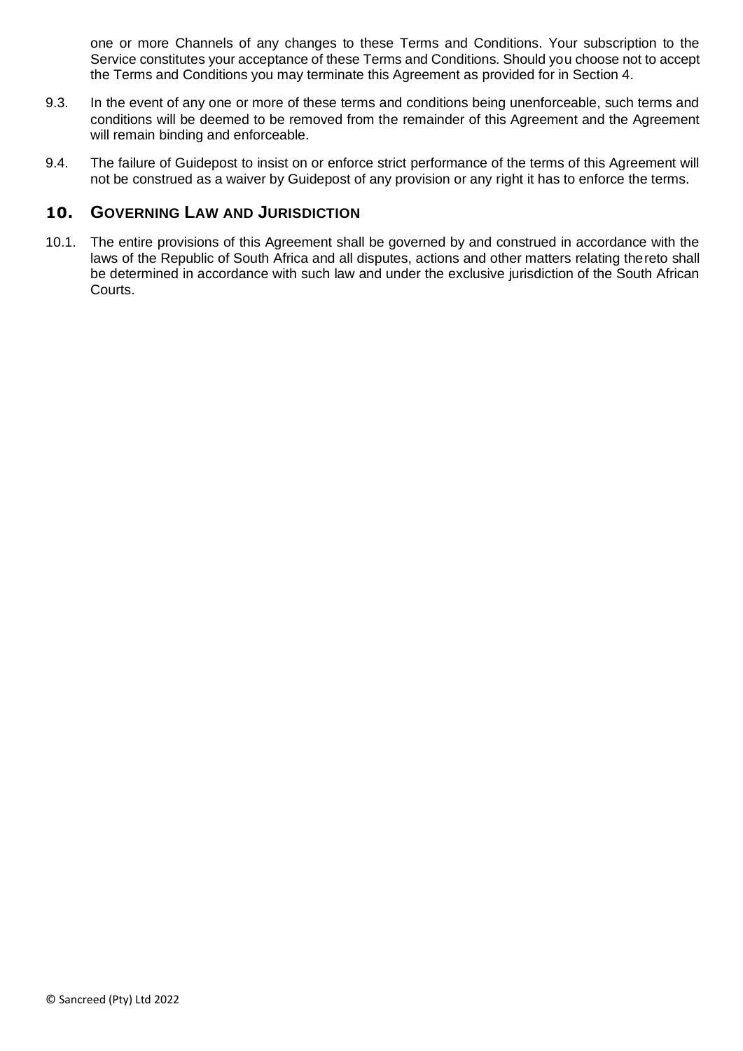one or more Channels of any changes to these Terms and Conditions. Your subscription to the Service constitutes your acceptance of these Terms and Conditions. Should you choose not to accept the Terms and Conditions you may terminate this Agreement as provided for in Section 4.

9.3. In the event of any one or more of these terms and conditions being unenforceable, such terms and conditions will be deemed to be removed from the remainder of this Agreement and the Agreement will remain binding and enforceable.

9.4. The failure of Guidepost to insist on or enforce strict performance of the terms of this Agreement will not be construed as a waiver by Guidepost of any provision or any right it has to enforce the terms.

## 10. GOVERNING LAW AND JURISDICTION

10.1. The entire provisions of this Agreement shall be governed by and construed in accordance with the laws of the Republic of South Africa and all disputes, actions and other matters relating thereto shall be determined in accordance with such law and under the exclusive jurisdiction of the South African Courts.

© Sancreed (Pty) Ltd 2022